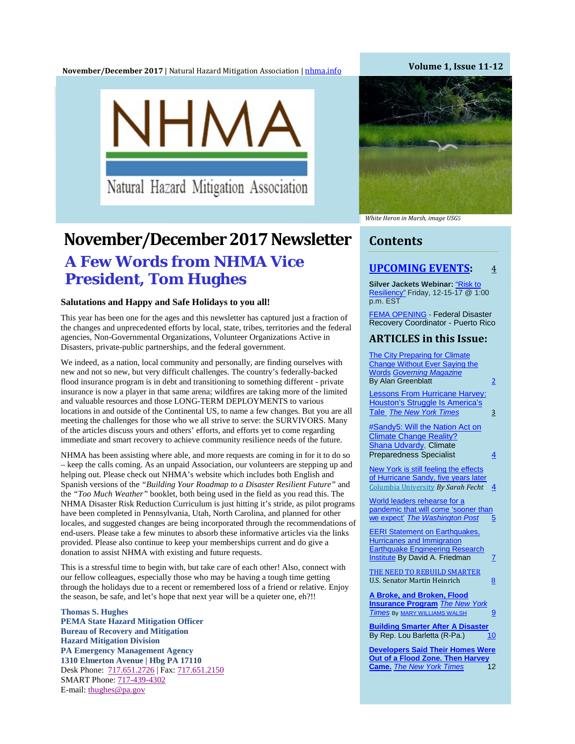November/December 2017 | Natural Hazard Mitigation Association | nhma.info

Volume 1, Issue 11-12

NHMA

Natural Hazard Mitigation Association

*White Heron in Marsh, image USGS*

# November/December 2017 Newsletter

## A Few Words from NHMA Vice President, Tom Hughes

**Salutations and Happy and Safe Holidays to you all!**

This year has been one for the ages and this newsletter has captured just a fraction of the changes and unprecedented efforts by local, state, tribes, territories and the federal agencies, Non-Governmental Organizations, Volunteer Organizations Active in Disasters, private-public partnerships, and the federal government.

We indeed, as a nation, local community and personally, are finding ourselves with new and not so new, but very difficult challenges. The country's federally-backed flood insurance program is in debt and transitioning to something different - private insurance is now a player in that same arena; wildfires are taking more of the limited and valuable resources and those LONG-TERM DEPLOYMENTS to various locations in and outside of the Continental US, to name a few changes. But you are all meeting the challenges for those who we all strive to serve: the SURVIVORS. Many of the articles discuss yours and others' efforts, and efforts yet to come regarding immediate and smart recovery to achieve community resilience needs of the future.

NHMA has been assisting where able, and more requests are coming in for it to do so – keep the calls coming. As an unpaid Association, our volunteers are stepping up and helping out. Please check out NHMA's website which includes both English and Spanish versions of the *"Building Your Roadmap to a Disaster Resilient Future"* and the *"Too Much Weather"* booklet, both being used in the field as you read this. The NHMA Disaster Risk Reduction Curriculum is just hitting it's stride, as pilot programs have been completed in Pennsylvania, Utah, North Carolina, and planned for other locales, and suggested changes are being incorporated through the recommendations of end-users. Please take a few minutes to absorb these informative articles via the links provided. Please also continue to keep your memberships current and do give a donation to assist NHMA with existing and future requests.

This is a stressful time to begin with, but take care of each other! Also, connect with our fellow colleagues, especially those who may be having a tough time getting through the holidays due to a recent or remembered loss of a friend or relative. Enjoy the season, be safe, and let's hope that next year will be a quieter one, eh?!!

**Thomas S. Hughes**
**PEMA State Hazard Mitigation Officer**
**Bureau of Recovery and Mitigation**
**Hazard Mitigation Division**
**PA Emergency Management Agency**
**1310 Elmerton Avenue | Hbg PA 17110**
Desk Phone: 717.651.2726 | Fax: 717.651.2150
SMART Phone: 717-439-4302
E-mail: thughes@pa.gov

## Contents

### UPCOMING EVENTS: 4

**Silver Jackets Webinar:** "Risk to Resiliency" Friday, 12-15-17 @ 1:00 p.m. EST

FEMA OPENING - Federal Disaster Recovery Coordinator - Puerto Rico

### ARTICLES in this Issue:

- The City Preparing for Climate Change Without Ever Saying the Words *Governing Magazine* By Alan Greenblatt — 2
- Lessons From Hurricane Harvey: Houston's Struggle Is America's Tale *The New York Times* — 3
- #Sandy5: Will the Nation Act on Climate Change Reality? Shana Udvardy, Climate Preparedness Specialist — 4
- New York is still feeling the effects of Hurricane Sandy, five years later Columbia University *By Sarah Fecht* — 4
- World leaders rehearse for a pandemic that will come 'sooner than we expect' *The Washington Post* — 5
- EERI Statement on Earthquakes, Hurricanes and Immigration Earthquake Engineering Research Institute By David A. Friedman — 7
- THE NEED TO REBUILD SMARTER U.S. Senator Martin Heinrich — 8
- **A Broke, and Broken, Flood Insurance Program** *The New York Times* By MARY WILLIAMS WALSH — 9
- **Building Smarter After A Disaster** By Rep. Lou Barletta (R-Pa.) — 10
- **Developers Said Their Homes Were Out of a Flood Zone. Then Harvey Came.** *The New York Times* — 12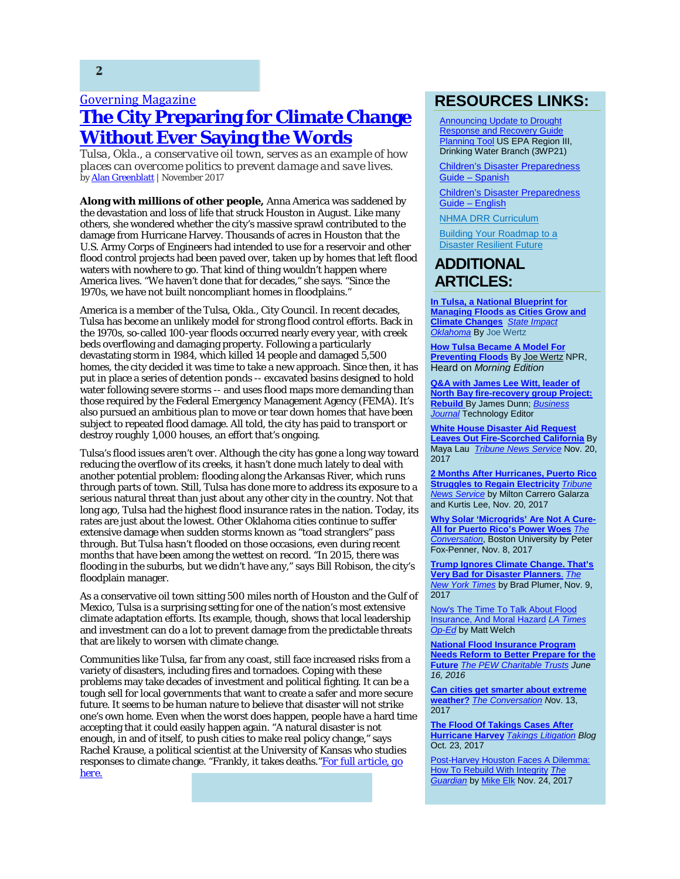Governing Magazine

# The City Preparing for Climate Change Without Ever Saying the Words

*Tulsa, Okla., a conservative oil town, serves as an example of how places can overcome politics to prevent damage and save lives.*

by Alan Greenblatt | November 2017

**Along with millions of other people,** Anna America was saddened by the devastation and loss of life that struck Houston in August. Like many others, she wondered whether the city's massive sprawl contributed to the damage from Hurricane Harvey. Thousands of acres in Houston that the U.S. Army Corps of Engineers had intended to use for a reservoir and other flood control projects had been paved over, taken up by homes that left flood waters with nowhere to go. That kind of thing wouldn't happen where America lives. "We haven't done that for decades," she says. "Since the 1970s, we have not built noncompliant homes in floodplains."

America is a member of the Tulsa, Okla., City Council. In recent decades, Tulsa has become an unlikely model for strong flood control efforts. Back in the 1970s, so-called 100-year floods occurred nearly every year, with creek beds overflowing and damaging property. Following a particularly devastating storm in 1984, which killed 14 people and damaged 5,500 homes, the city decided it was time to take a new approach. Since then, it has put in place a series of detention ponds -- excavated basins designed to hold water following severe storms -- and uses flood maps more demanding than those required by the Federal Emergency Management Agency (FEMA). It's also pursued an ambitious plan to move or tear down homes that have been subject to repeated flood damage. All told, the city has paid to transport or destroy roughly 1,000 houses, an effort that's ongoing.

Tulsa's flood issues aren't over. Although the city has gone a long way toward reducing the overflow of its creeks, it hasn't done much lately to deal with another potential problem: flooding along the Arkansas River, which runs through parts of town. Still, Tulsa has done more to address its exposure to a serious natural threat than just about any other city in the country. Not that long ago, Tulsa had the highest flood insurance rates in the nation. Today, its rates are just about the lowest. Other Oklahoma cities continue to suffer extensive damage when sudden storms known as "toad stranglers" pass through. But Tulsa hasn't flooded on those occasions, even during recent months that have been among the wettest on record. "In 2015, there was flooding in the suburbs, but we didn't have any," says Bill Robison, the city's floodplain manager.

As a conservative oil town sitting 500 miles north of Houston and the Gulf of Mexico, Tulsa is a surprising setting for one of the nation's most extensive climate adaptation efforts. Its example, though, shows that local leadership and investment can do a lot to prevent damage from the predictable threats that are likely to worsen with climate change.

Communities like Tulsa, far from any coast, still face increased risks from a variety of disasters, including fires and tornadoes. Coping with these problems may take decades of investment and political fighting. It can be a tough sell for local governments that want to create a safer and more secure future. It seems to be human nature to believe that disaster will not strike one's own home. Even when the worst does happen, people have a hard time accepting that it could easily happen again. "A natural disaster is not enough, in and of itself, to push cities to make real policy change," says Rachel Krause, a political scientist at the University of Kansas who studies responses to climate change. "Frankly, it takes deaths." For full article, go here.

## RESOURCES LINKS:

- Announcing Update to Drought Response and Recovery Guide Planning Tool US EPA Region III, Drinking Water Branch (3WP21)
- Children's Disaster Preparedness Guide – Spanish
- Children's Disaster Preparedness Guide – English
- NHMA DRR Curriculum
- Building Your Roadmap to a Disaster Resilient Future

## ADDITIONAL ARTICLES:

**In Tulsa, a National Blueprint for Managing Floods as Cities Grow and Climate Changes** *State Impact Oklahoma* By Joe Wertz

**How Tulsa Became A Model For Preventing Floods** By Joe Wertz NPR, Heard on *Morning Edition*

**Q&A with James Lee Witt, leader of North Bay fire-recovery group Project: Rebuild** By James Dunn; *Business Journal* Technology Editor

**White House Disaster Aid Request Leaves Out Fire-Scorched California** By Maya Lau *Tribune News Service* Nov. 20, 2017

**2 Months After Hurricanes, Puerto Rico Struggles to Regain Electricity** *Tribune News Service* by Milton Carrero Galarza and Kurtis Lee, Nov. 20, 2017

**Why Solar 'Microgrids' Are Not A Cure-All for Puerto Rico's Power Woes** *The Conversation*, Boston University by Peter Fox-Penner, Nov. 8, 2017

**Trump Ignores Climate Change. That's Very Bad for Disaster Planners.** *The New York Times* by Brad Plumer, Nov. 9, 2017

Now's The Time To Talk About Flood Insurance, And Moral Hazard *LA Times Op-Ed* by Matt Welch

**National Flood Insurance Program Needs Reform to Better Prepare for the Future** *The PEW Charitable Trusts June 16, 2016*

**Can cities get smarter about extreme weather?** *The Conversation* Nov. 13, 2017

**The Flood Of Takings Cases After Hurricane Harvey** *Takings Litigation Blog* Oct. 23, 2017

Post-Harvey Houston Faces A Dilemma: How To Rebuild With Integrity *The Guardian* by Mike Elk Nov. 24, 2017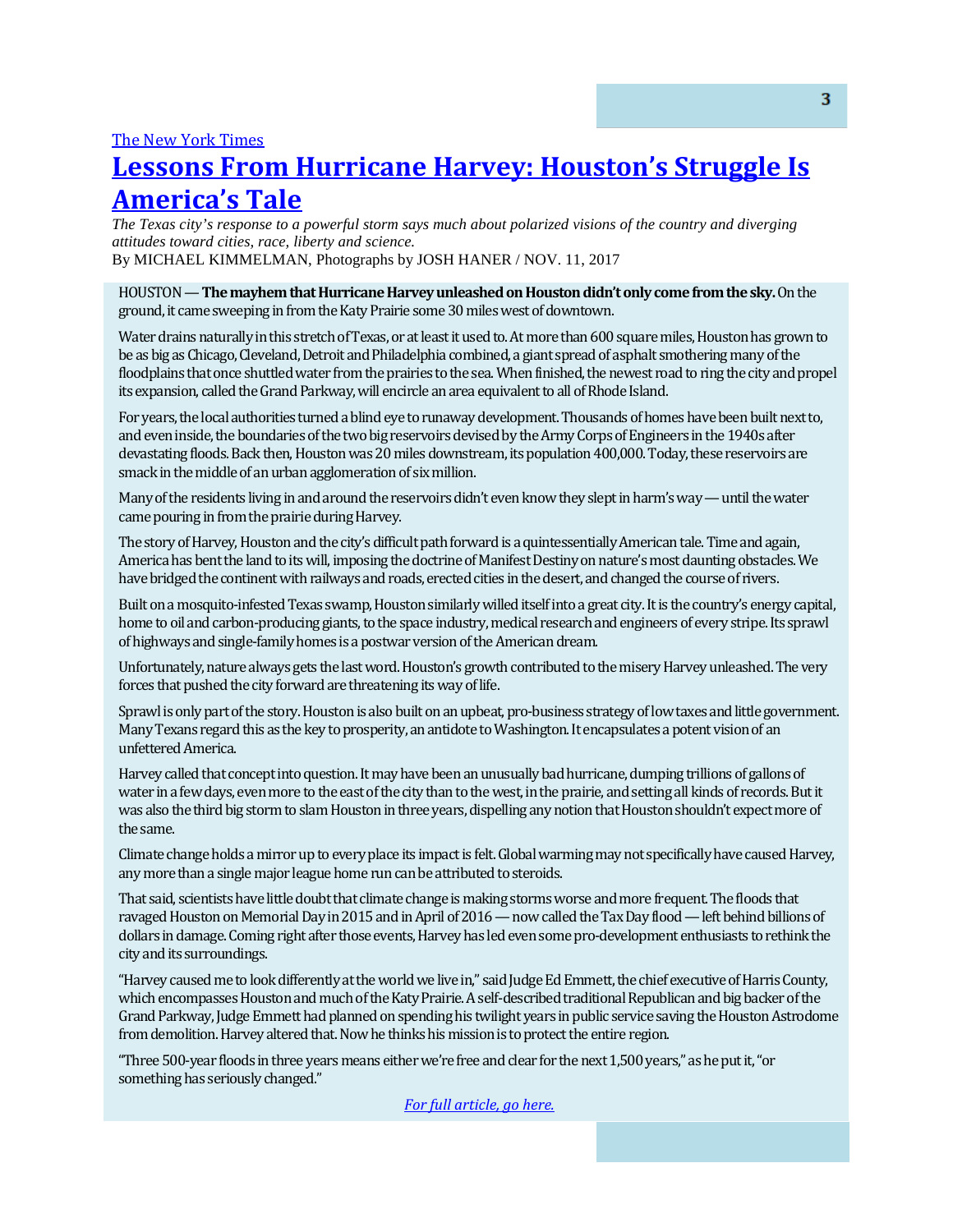[The New York Times]

# [Lessons From Hurricane Harvey: Houston's Struggle Is America's Tale]

*The Texas city's response to a powerful storm says much about polarized visions of the country and diverging attitudes toward cities, race, liberty and science.*

By MICHAEL KIMMELMAN, Photographs by JOSH HANER / NOV. 11, 2017

HOUSTON — **The mayhem that Hurricane Harvey unleashed on Houston didn't only come from the sky.** On the ground, it came sweeping in from the Katy Prairie some 30 miles west of downtown.

Water drains naturally in this stretch of Texas, or at least it used to. At more than 600 square miles, Houston has grown to be as big as Chicago, Cleveland, Detroit and Philadelphia combined, a giant spread of asphalt smothering many of the floodplains that once shuttled water from the prairies to the sea. When finished, the newest road to ring the city and propel its expansion, called the Grand Parkway, will encircle an area equivalent to all of Rhode Island.

For years, the local authorities turned a blind eye to runaway development. Thousands of homes have been built next to, and even inside, the boundaries of the two big reservoirs devised by the Army Corps of Engineers in the 1940s after devastating floods. Back then, Houston was 20 miles downstream, its population 400,000. Today, these reservoirs are smack in the middle of an urban agglomeration of six million.

Many of the residents living in and around the reservoirs didn't even know they slept in harm's way — until the water came pouring in from the prairie during Harvey.

The story of Harvey, Houston and the city's difficult path forward is a quintessentially American tale. Time and again, America has bent the land to its will, imposing the doctrine of Manifest Destiny on nature's most daunting obstacles. We have bridged the continent with railways and roads, erected cities in the desert, and changed the course of rivers.

Built on a mosquito-infested Texas swamp, Houston similarly willed itself into a great city. It is the country's energy capital, home to oil and carbon-producing giants, to the space industry, medical research and engineers of every stripe. Its sprawl of highways and single-family homes is a postwar version of the American dream.

Unfortunately, nature always gets the last word. Houston's growth contributed to the misery Harvey unleashed. The very forces that pushed the city forward are threatening its way of life.

Sprawl is only part of the story. Houston is also built on an upbeat, pro-business strategy of low taxes and little government. Many Texans regard this as the key to prosperity, an antidote to Washington. It encapsulates a potent vision of an unfettered America.

Harvey called that concept into question. It may have been an unusually bad hurricane, dumping trillions of gallons of water in a few days, even more to the east of the city than to the west, in the prairie, and setting all kinds of records. But it was also the third big storm to slam Houston in three years, dispelling any notion that Houston shouldn't expect more of the same.

Climate change holds a mirror up to every place its impact is felt. Global warming may not specifically have caused Harvey, any more than a single major league home run can be attributed to steroids.

That said, scientists have little doubt that climate change is making storms worse and more frequent. The floods that ravaged Houston on Memorial Day in 2015 and in April of 2016 — now called the Tax Day flood — left behind billions of dollars in damage. Coming right after those events, Harvey has led even some pro-development enthusiasts to rethink the city and its surroundings.

"Harvey caused me to look differently at the world we live in," said Judge Ed Emmett, the chief executive of Harris County, which encompasses Houston and much of the Katy Prairie. A self-described traditional Republican and big backer of the Grand Parkway, Judge Emmett had planned on spending his twilight years in public service saving the Houston Astrodome from demolition. Harvey altered that. Now he thinks his mission is to protect the entire region.

"Three 500-year floods in three years means either we're free and clear for the next 1,500 years," as he put it, "or something has seriously changed."

*[For full article, go here.]*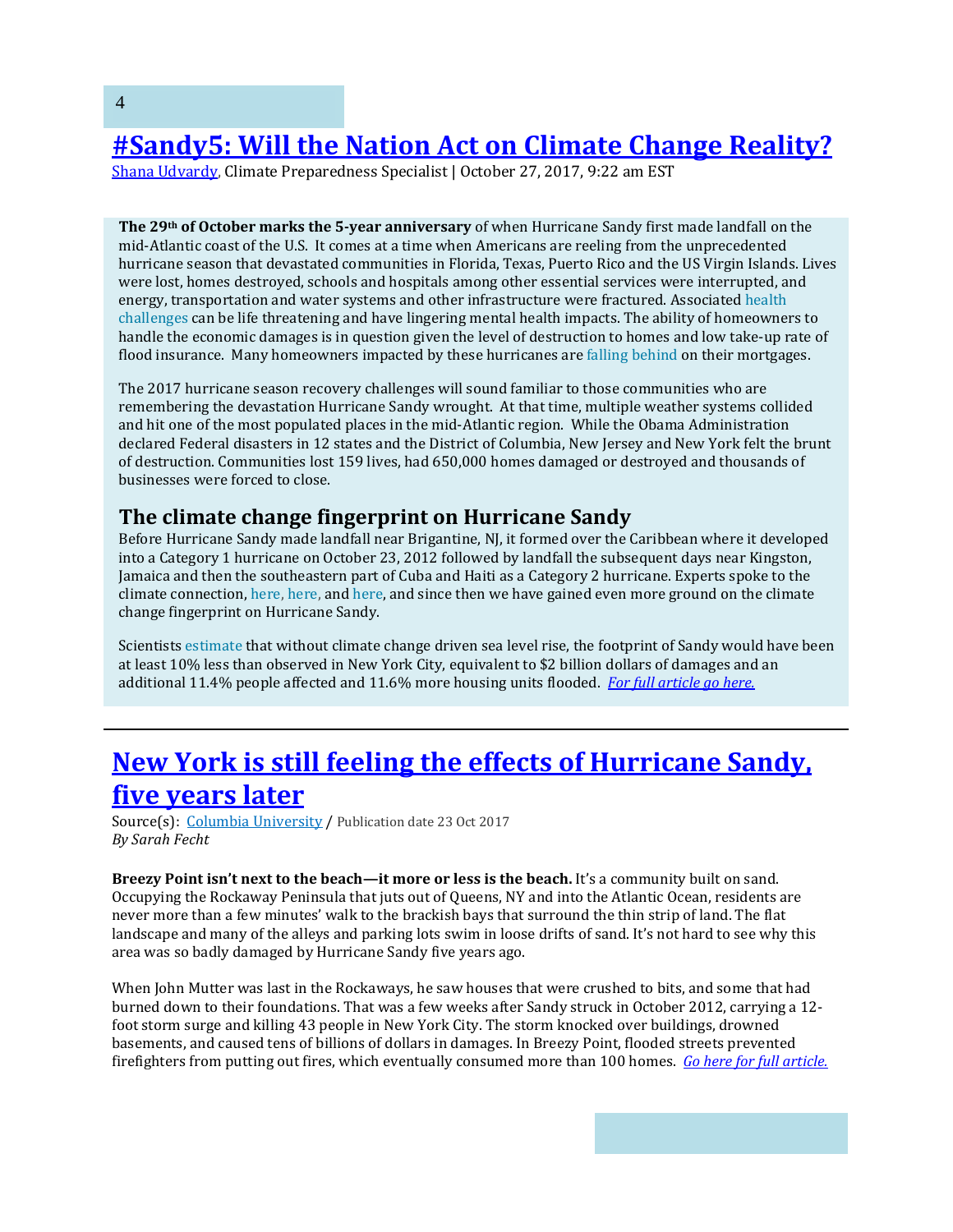# #Sandy5: Will the Nation Act on Climate Change Reality?

Shana Udvardy, Climate Preparedness Specialist | October 27, 2017, 9:22 am EST

**The 29th of October marks the 5-year anniversary** of when Hurricane Sandy first made landfall on the mid-Atlantic coast of the U.S. It comes at a time when Americans are reeling from the unprecedented hurricane season that devastated communities in Florida, Texas, Puerto Rico and the US Virgin Islands. Lives were lost, homes destroyed, schools and hospitals among other essential services were interrupted, and energy, transportation and water systems and other infrastructure were fractured. Associated health challenges can be life threatening and have lingering mental health impacts. The ability of homeowners to handle the economic damages is in question given the level of destruction to homes and low take-up rate of flood insurance. Many homeowners impacted by these hurricanes are falling behind on their mortgages.

The 2017 hurricane season recovery challenges will sound familiar to those communities who are remembering the devastation Hurricane Sandy wrought. At that time, multiple weather systems collided and hit one of the most populated places in the mid-Atlantic region. While the Obama Administration declared Federal disasters in 12 states and the District of Columbia, New Jersey and New York felt the brunt of destruction. Communities lost 159 lives, had 650,000 homes damaged or destroyed and thousands of businesses were forced to close.

## The climate change fingerprint on Hurricane Sandy

Before Hurricane Sandy made landfall near Brigantine, NJ, it formed over the Caribbean where it developed into a Category 1 hurricane on October 23, 2012 followed by landfall the subsequent days near Kingston, Jamaica and then the southeastern part of Cuba and Haiti as a Category 2 hurricane. Experts spoke to the climate connection, here, here, and here, and since then we have gained even more ground on the climate change fingerprint on Hurricane Sandy.

Scientists estimate that without climate change driven sea level rise, the footprint of Sandy would have been at least 10% less than observed in New York City, equivalent to $2 billion dollars of damages and an additional 11.4% people affected and 11.6% more housing units flooded. *For full article go here.*

---

# New York is still feeling the effects of Hurricane Sandy, five years later

Source(s): Columbia University / Publication date 23 Oct 2017

*By Sarah Fecht*

**Breezy Point isn't next to the beach—it more or less is the beach.** It's a community built on sand. Occupying the Rockaway Peninsula that juts out of Queens, NY and into the Atlantic Ocean, residents are never more than a few minutes' walk to the brackish bays that surround the thin strip of land. The flat landscape and many of the alleys and parking lots swim in loose drifts of sand. It's not hard to see why this area was so badly damaged by Hurricane Sandy five years ago.

When John Mutter was last in the Rockaways, he saw houses that were crushed to bits, and some that had burned down to their foundations. That was a few weeks after Sandy struck in October 2012, carrying a 12-foot storm surge and killing 43 people in New York City. The storm knocked over buildings, drowned basements, and caused tens of billions of dollars in damages. In Breezy Point, flooded streets prevented firefighters from putting out fires, which eventually consumed more than 100 homes. *Go here for full article.*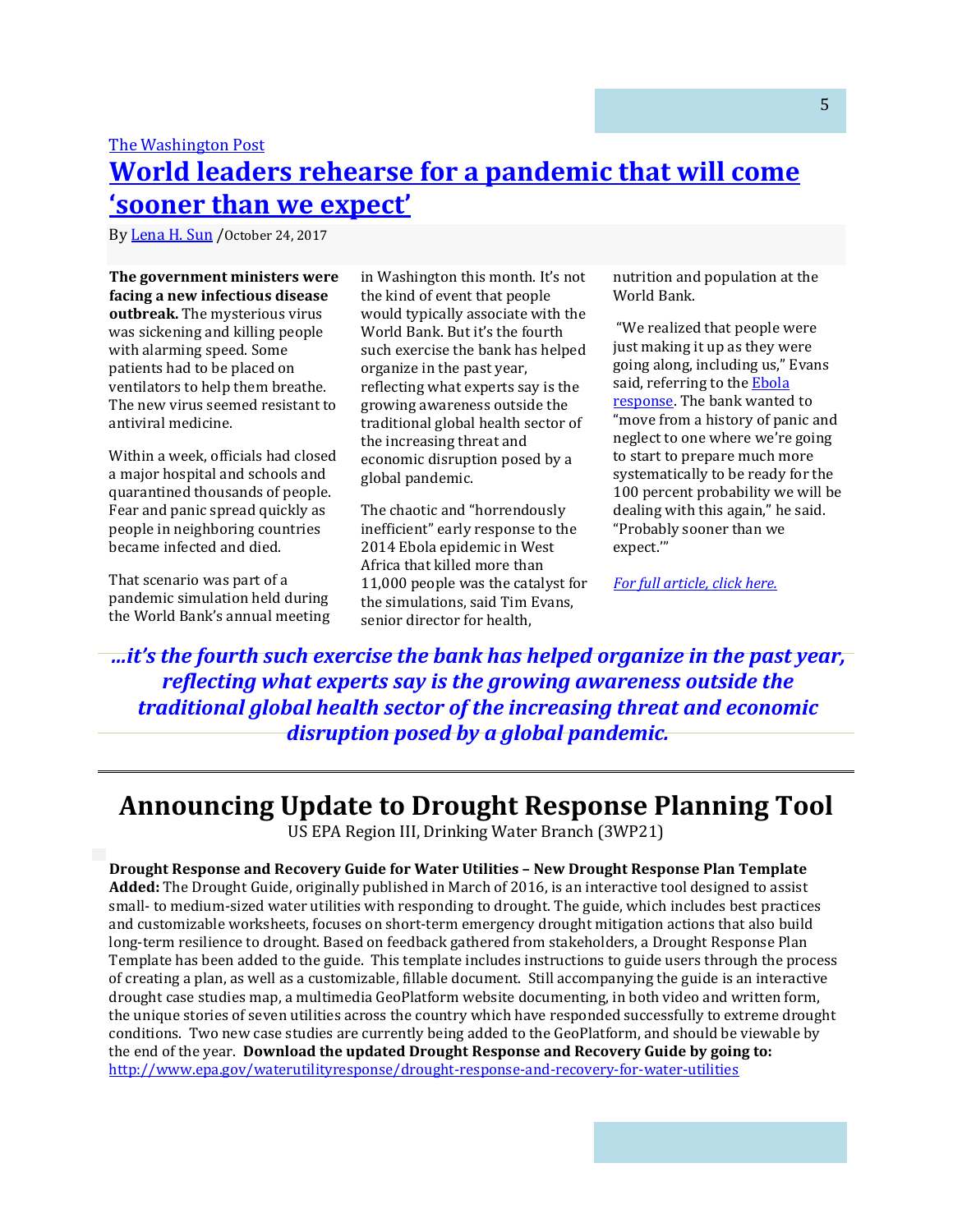The Washington Post

# World leaders rehearse for a pandemic that will come 'sooner than we expect'

By Lena H. Sun /October 24, 2017

**The government ministers were facing a new infectious disease outbreak.** The mysterious virus was sickening and killing people with alarming speed. Some patients had to be placed on ventilators to help them breathe. The new virus seemed resistant to antiviral medicine.

Within a week, officials had closed a major hospital and schools and quarantined thousands of people. Fear and panic spread quickly as people in neighboring countries became infected and died.

That scenario was part of a pandemic simulation held during the World Bank's annual meeting in Washington this month. It's not the kind of event that people would typically associate with the World Bank. But it's the fourth such exercise the bank has helped organize in the past year, reflecting what experts say is the growing awareness outside the traditional global health sector of the increasing threat and economic disruption posed by a global pandemic.

The chaotic and "horrendously inefficient" early response to the 2014 Ebola epidemic in West Africa that killed more than 11,000 people was the catalyst for the simulations, said Tim Evans, senior director for health, nutrition and population at the World Bank.

"We realized that people were just making it up as they were going along, including us," Evans said, referring to the Ebola response. The bank wanted to "move from a history of panic and neglect to one where we're going to start to prepare much more systematically to be ready for the 100 percent probability we will be dealing with this again," he said. "Probably sooner than we expect.'"

*For full article, click here.*

***...it's the fourth such exercise the bank has helped organize in the past year, reflecting what experts say is the growing awareness outside the traditional global health sector of the increasing threat and economic disruption posed by a global pandemic.***

---

# Announcing Update to Drought Response Planning Tool

US EPA Region III, Drinking Water Branch (3WP21)

**Drought Response and Recovery Guide for Water Utilities – New Drought Response Plan Template Added:** The Drought Guide, originally published in March of 2016, is an interactive tool designed to assist small- to medium-sized water utilities with responding to drought. The guide, which includes best practices and customizable worksheets, focuses on short-term emergency drought mitigation actions that also build long-term resilience to drought. Based on feedback gathered from stakeholders, a Drought Response Plan Template has been added to the guide. This template includes instructions to guide users through the process of creating a plan, as well as a customizable, fillable document. Still accompanying the guide is an interactive drought case studies map, a multimedia GeoPlatform website documenting, in both video and written form, the unique stories of seven utilities across the country which have responded successfully to extreme drought conditions. Two new case studies are currently being added to the GeoPlatform, and should be viewable by the end of the year. **Download the updated Drought Response and Recovery Guide by going to:** http://www.epa.gov/waterutilityresponse/drought-response-and-recovery-for-water-utilities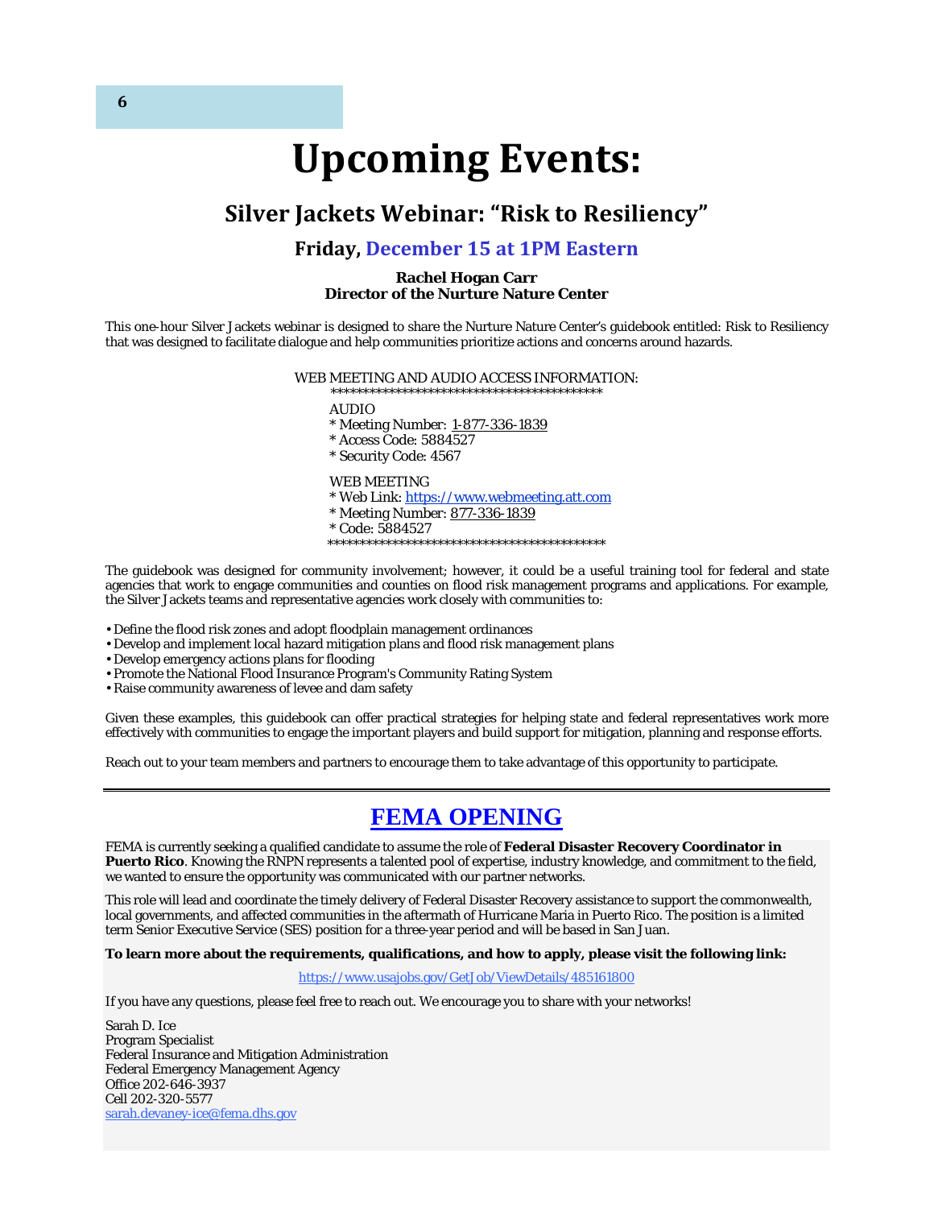# Upcoming Events:

## Silver Jackets Webinar: "Risk to Resiliency"

### Friday, December 15 at 1PM Eastern

**Rachel Hogan Carr**
**Director of the Nurture Nature Center**

This one-hour Silver Jackets webinar is designed to share the Nurture Nature Center's guidebook entitled: Risk to Resiliency that was designed to facilitate dialogue and help communities prioritize actions and concerns around hazards.

WEB MEETING AND AUDIO ACCESS INFORMATION:
*******************************************

AUDIO
* Meeting Number: 1-877-336-1839
* Access Code: 5884527
* Security Code: 4567

WEB MEETING
* Web Link: https://www.webmeeting.att.com
* Meeting Number: 877-336-1839
* Code: 5884527

*******************************************

The guidebook was designed for community involvement; however, it could be a useful training tool for federal and state agencies that work to engage communities and counties on flood risk management programs and applications. For example, the Silver Jackets teams and representative agencies work closely with communities to:

- Define the flood risk zones and adopt floodplain management ordinances
- Develop and implement local hazard mitigation plans and flood risk management plans
- Develop emergency actions plans for flooding
- Promote the National Flood Insurance Program's Community Rating System
- Raise community awareness of levee and dam safety

Given these examples, this guidebook can offer practical strategies for helping state and federal representatives work more effectively with communities to engage the important players and build support for mitigation, planning and response efforts.

Reach out to your team members and partners to encourage them to take advantage of this opportunity to participate.

---

## FEMA OPENING

FEMA is currently seeking a qualified candidate to assume the role of **Federal Disaster Recovery Coordinator in Puerto Rico**. Knowing the RNPN represents a talented pool of expertise, industry knowledge, and commitment to the field, we wanted to ensure the opportunity was communicated with our partner networks.

This role will lead and coordinate the timely delivery of Federal Disaster Recovery assistance to support the commonwealth, local governments, and affected communities in the aftermath of Hurricane Maria in Puerto Rico. The position is a limited term Senior Executive Service (SES) position for a three-year period and will be based in San Juan.

**To learn more about the requirements, qualifications, and how to apply, please visit the following link:**

https://www.usajobs.gov/GetJob/ViewDetails/485161800

If you have any questions, please feel free to reach out. We encourage you to share with your networks!

Sarah D. Ice
Program Specialist
Federal Insurance and Mitigation Administration
Federal Emergency Management Agency
Office 202-646-3937
Cell 202-320-5577
sarah.devaney-ice@fema.dhs.gov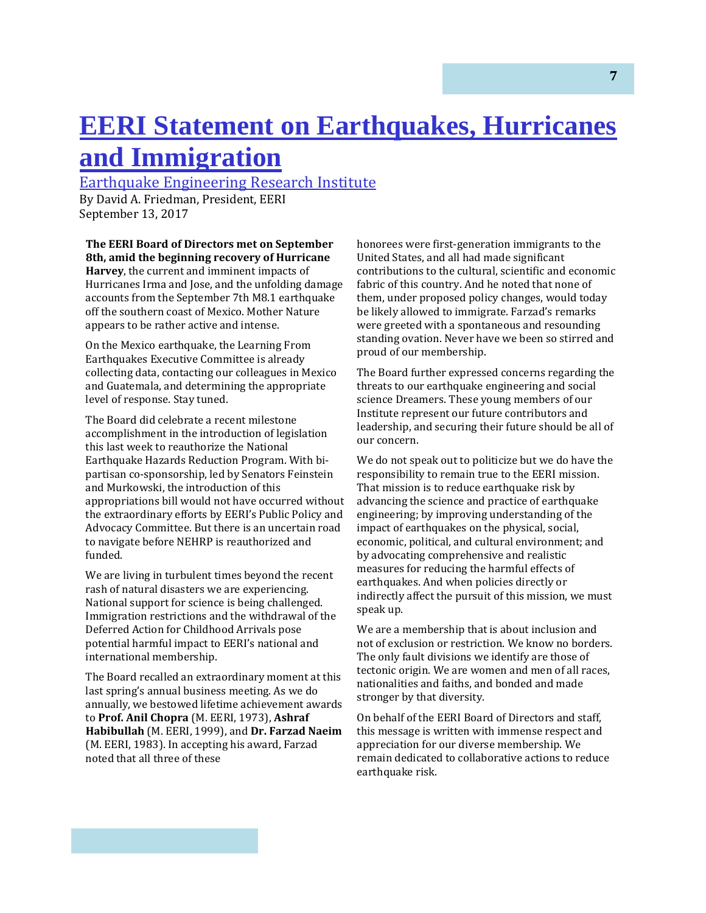# [EERI Statement on Earthquakes, Hurricanes and Immigration]

[Earthquake Engineering Research Institute]

By David A. Friedman, President, EERI
September 13, 2017

**The EERI Board of Directors met on September 8th, amid the beginning recovery of Hurricane Harvey**, the current and imminent impacts of Hurricanes Irma and Jose, and the unfolding damage accounts from the September 7th M8.1 earthquake off the southern coast of Mexico. Mother Nature appears to be rather active and intense.

On the Mexico earthquake, the Learning From Earthquakes Executive Committee is already collecting data, contacting our colleagues in Mexico and Guatemala, and determining the appropriate level of response. Stay tuned.

The Board did celebrate a recent milestone accomplishment in the introduction of legislation this last week to reauthorize the National Earthquake Hazards Reduction Program. With bi-partisan co-sponsorship, led by Senators Feinstein and Murkowski, the introduction of this appropriations bill would not have occurred without the extraordinary efforts by EERI's Public Policy and Advocacy Committee. But there is an uncertain road to navigate before NEHRP is reauthorized and funded.

We are living in turbulent times beyond the recent rash of natural disasters we are experiencing. National support for science is being challenged. Immigration restrictions and the withdrawal of the Deferred Action for Childhood Arrivals pose potential harmful impact to EERI's national and international membership.

The Board recalled an extraordinary moment at this last spring's annual business meeting. As we do annually, we bestowed lifetime achievement awards to **Prof. Anil Chopra** (M. EERI, 1973), **Ashraf Habibullah** (M. EERI, 1999), and **Dr. Farzad Naeim** (M. EERI, 1983). In accepting his award, Farzad noted that all three of these honorees were first-generation immigrants to the United States, and all had made significant contributions to the cultural, scientific and economic fabric of this country. And he noted that none of them, under proposed policy changes, would today be likely allowed to immigrate. Farzad's remarks were greeted with a spontaneous and resounding standing ovation. Never have we been so stirred and proud of our membership.

The Board further expressed concerns regarding the threats to our earthquake engineering and social science Dreamers. These young members of our Institute represent our future contributors and leadership, and securing their future should be all of our concern.

We do not speak out to politicize but we do have the responsibility to remain true to the EERI mission. That mission is to reduce earthquake risk by advancing the science and practice of earthquake engineering; by improving understanding of the impact of earthquakes on the physical, social, economic, political, and cultural environment; and by advocating comprehensive and realistic measures for reducing the harmful effects of earthquakes. And when policies directly or indirectly affect the pursuit of this mission, we must speak up.

We are a membership that is about inclusion and not of exclusion or restriction. We know no borders. The only fault divisions we identify are those of tectonic origin. We are women and men of all races, nationalities and faiths, and bonded and made stronger by that diversity.

On behalf of the EERI Board of Directors and staff, this message is written with immense respect and appreciation for our diverse membership. We remain dedicated to collaborative actions to reduce earthquake risk.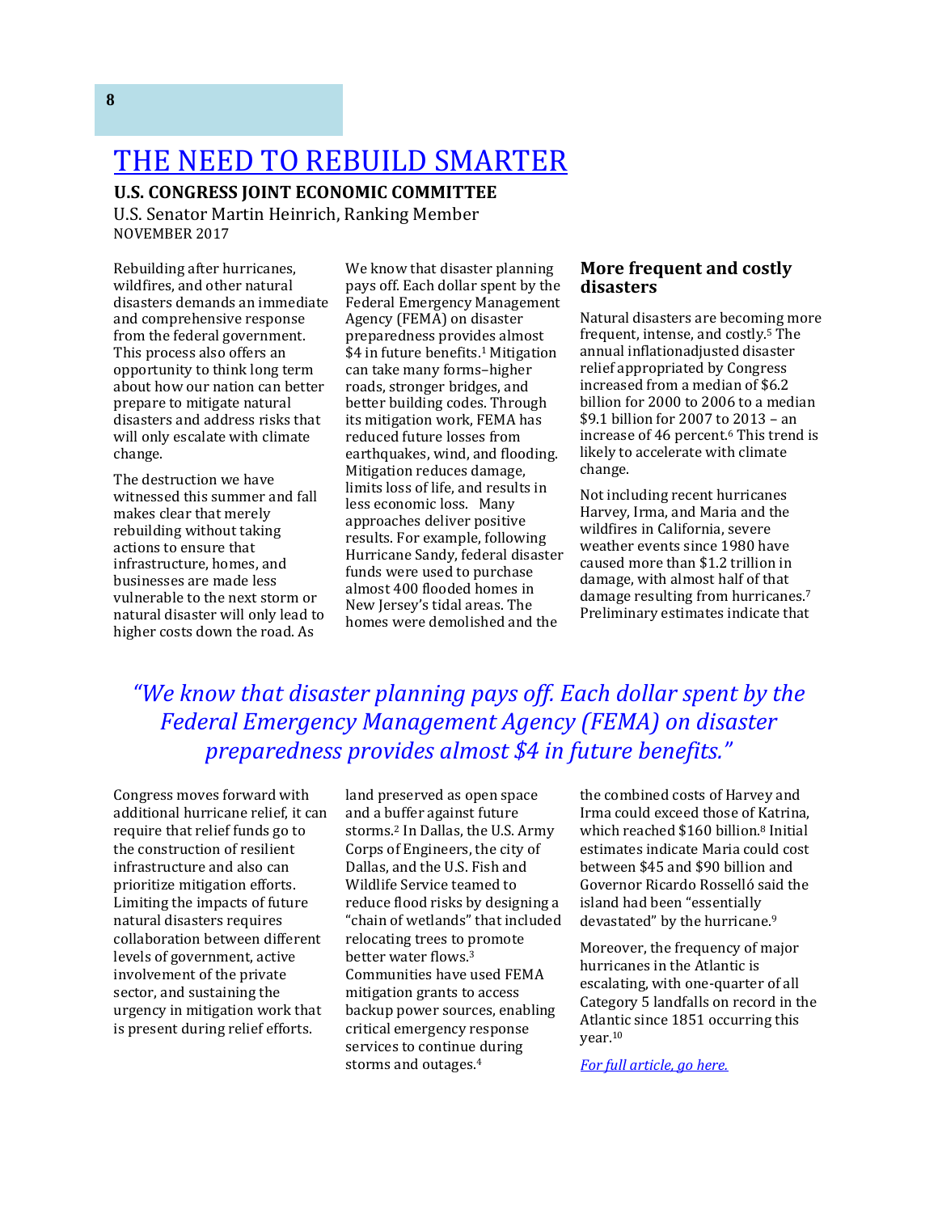# THE NEED TO REBUILD SMARTER

**U.S. CONGRESS JOINT ECONOMIC COMMITTEE**

U.S. Senator Martin Heinrich, Ranking Member

NOVEMBER 2017

Rebuilding after hurricanes, wildfires, and other natural disasters demands an immediate and comprehensive response from the federal government. This process also offers an opportunity to think long term about how our nation can better prepare to mitigate natural disasters and address risks that will only escalate with climate change.

The destruction we have witnessed this summer and fall makes clear that merely rebuilding without taking actions to ensure that infrastructure, homes, and businesses are made less vulnerable to the next storm or natural disaster will only lead to higher costs down the road. As Congress moves forward with additional hurricane relief, it can require that relief funds go to the construction of resilient infrastructure and also can prioritize mitigation efforts. Limiting the impacts of future natural disasters requires collaboration between different levels of government, active involvement of the private sector, and sustaining the urgency in mitigation work that is present during relief efforts.

We know that disaster planning pays off. Each dollar spent by the Federal Emergency Management Agency (FEMA) on disaster preparedness provides almost $4 in future benefits.[1] Mitigation can take many forms–higher roads, stronger bridges, and better building codes. Through its mitigation work, FEMA has reduced future losses from earthquakes, wind, and flooding. Mitigation reduces damage, limits loss of life, and results in less economic loss. Many approaches deliver positive results. For example, following Hurricane Sandy, federal disaster funds were used to purchase almost 400 flooded homes in New Jersey's tidal areas. The homes were demolished and the land preserved as open space and a buffer against future storms.[2] In Dallas, the U.S. Army Corps of Engineers, the city of Dallas, and the U.S. Fish and Wildlife Service teamed to reduce flood risks by designing a "chain of wetlands" that included relocating trees to promote better water flows.[3] Communities have used FEMA mitigation grants to access backup power sources, enabling critical emergency response services to continue during storms and outages.[4]

*"We know that disaster planning pays off. Each dollar spent by the Federal Emergency Management Agency (FEMA) on disaster preparedness provides almost $4 in future benefits."*

## More frequent and costly disasters

Natural disasters are becoming more frequent, intense, and costly.[5] The annual inflationadjusted disaster relief appropriated by Congress increased from a median of $6.2 billion for 2000 to 2006 to a median $9.1 billion for 2007 to 2013 – an increase of 46 percent.[6] This trend is likely to accelerate with climate change.

Not including recent hurricanes Harvey, Irma, and Maria and the wildfires in California, severe weather events since 1980 have caused more than $1.2 trillion in damage, with almost half of that damage resulting from hurricanes.[7] Preliminary estimates indicate that the combined costs of Harvey and Irma could exceed those of Katrina, which reached $160 billion.[8] Initial estimates indicate Maria could cost between $45 and $90 billion and Governor Ricardo Rosselló said the island had been "essentially devastated" by the hurricane.[9]

Moreover, the frequency of major hurricanes in the Atlantic is escalating, with one-quarter of all Category 5 landfalls on record in the Atlantic since 1851 occurring this year.[10]

*For full article, go here.*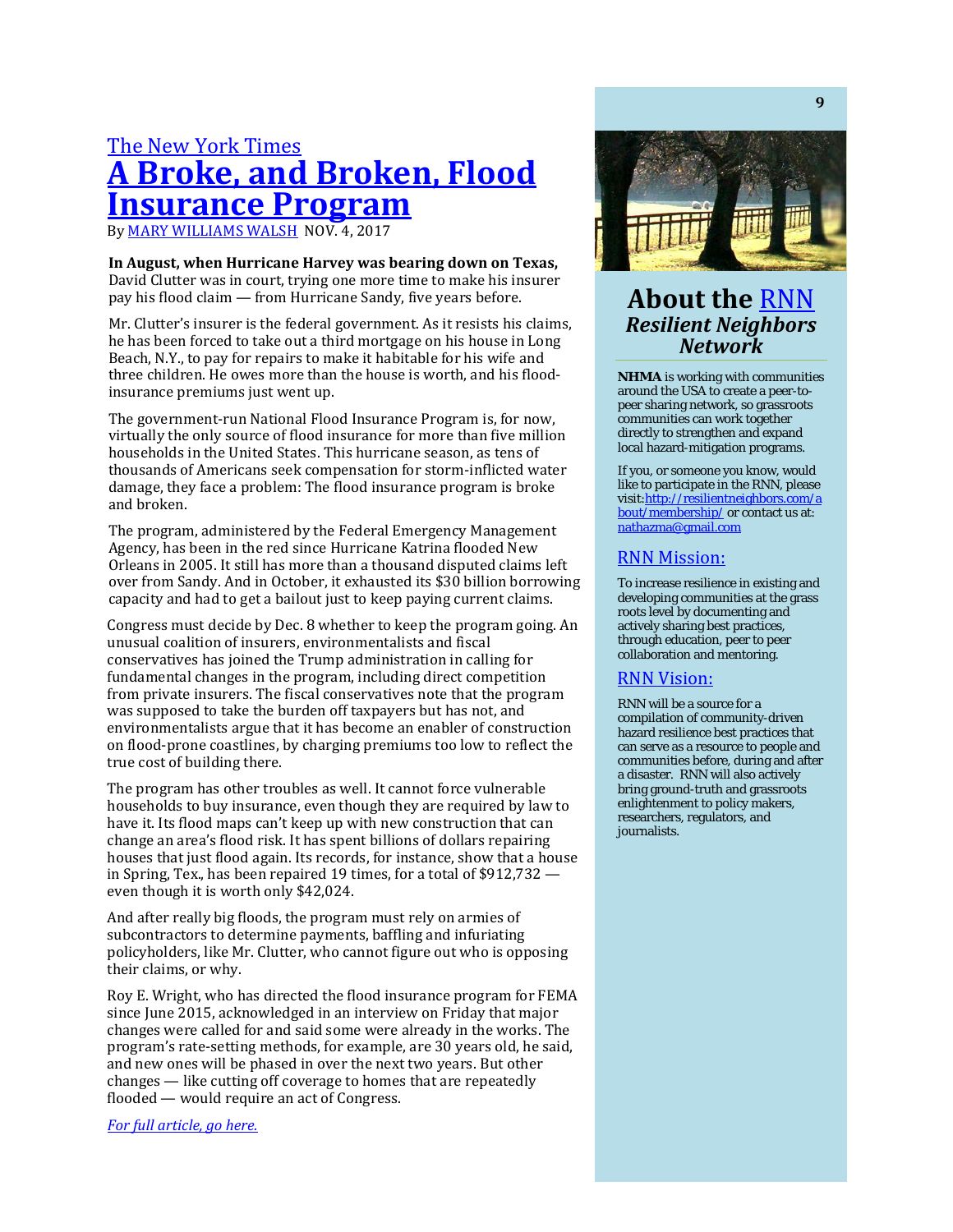The New York Times

# A Broke, and Broken, Flood Insurance Program

By MARY WILLIAMS WALSH NOV. 4, 2017

**In August, when Hurricane Harvey was bearing down on Texas,** David Clutter was in court, trying one more time to make his insurer pay his flood claim — from Hurricane Sandy, five years before.

Mr. Clutter's insurer is the federal government. As it resists his claims, he has been forced to take out a third mortgage on his house in Long Beach, N.Y., to pay for repairs to make it habitable for his wife and three children. He owes more than the house is worth, and his flood-insurance premiums just went up.

The government-run National Flood Insurance Program is, for now, virtually the only source of flood insurance for more than five million households in the United States. This hurricane season, as tens of thousands of Americans seek compensation for storm-inflicted water damage, they face a problem: The flood insurance program is broke and broken.

The program, administered by the Federal Emergency Management Agency, has been in the red since Hurricane Katrina flooded New Orleans in 2005. It still has more than a thousand disputed claims left over from Sandy. And in October, it exhausted its $30 billion borrowing capacity and had to get a bailout just to keep paying current claims.

Congress must decide by Dec. 8 whether to keep the program going. An unusual coalition of insurers, environmentalists and fiscal conservatives has joined the Trump administration in calling for fundamental changes in the program, including direct competition from private insurers. The fiscal conservatives note that the program was supposed to take the burden off taxpayers but has not, and environmentalists argue that it has become an enabler of construction on flood-prone coastlines, by charging premiums too low to reflect the true cost of building there.

The program has other troubles as well. It cannot force vulnerable households to buy insurance, even though they are required by law to have it. Its flood maps can't keep up with new construction that can change an area's flood risk. It has spent billions of dollars repairing houses that just flood again. Its records, for instance, show that a house in Spring, Tex., has been repaired 19 times, for a total of $912,732 — even though it is worth only $42,024.

And after really big floods, the program must rely on armies of subcontractors to determine payments, baffling and infuriating policyholders, like Mr. Clutter, who cannot figure out who is opposing their claims, or why.

Roy E. Wright, who has directed the flood insurance program for FEMA since June 2015, acknowledged in an interview on Friday that major changes were called for and said some were already in the works. The program's rate-setting methods, for example, are 30 years old, he said, and new ones will be phased in over the next two years. But other changes — like cutting off coverage to homes that are repeatedly flooded — would require an act of Congress.

*For full article, go here.*

## About the RNN
### *Resilient Neighbors Network*

**NHMA** is working with communities around the USA to create a peer-to-peer sharing network, so grassroots communities can work together directly to strengthen and expand local hazard-mitigation programs.

If you, or someone you know, would like to participate in the RNN, please visit: http://resilientneighbors.com/about/membership/ or contact us at: nathazma@gmail.com

### RNN Mission:

To increase resilience in existing and developing communities at the grass roots level by documenting and actively sharing best practices, through education, peer to peer collaboration and mentoring.

### RNN Vision:

RNN will be a source for a compilation of community-driven hazard resilience best practices that can serve as a resource to people and communities before, during and after a disaster. RNN will also actively bring ground-truth and grassroots enlightenment to policy makers, researchers, regulators, and journalists.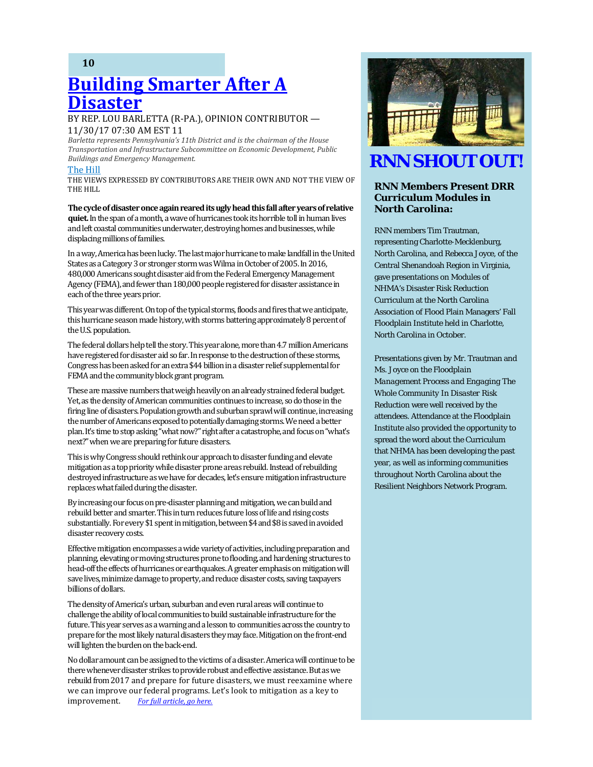# [Building Smarter After A Disaster](#)

BY REP. LOU BARLETTA (R-PA.), OPINION CONTRIBUTOR — 11/30/17 07:30 AM EST 11

*Barletta represents Pennsylvania's 11th District and is the chairman of the House Transportation and Infrastructure Subcommittee on Economic Development, Public Buildings and Emergency Management.*

[The Hill](#)

THE VIEWS EXPRESSED BY CONTRIBUTORS ARE THEIR OWN AND NOT THE VIEW OF THE HILL

**The cycle of disaster once again reared its ugly head this fall after years of relative quiet.** In the span of a month, a wave of hurricanes took its horrible toll in human lives and left coastal communities underwater, destroying homes and businesses, while displacing millions of families.

In a way, America has been lucky. The last major hurricane to make landfall in the United States as a Category 3 or stronger storm was Wilma in October of 2005. In 2016, 480,000 Americans sought disaster aid from the Federal Emergency Management Agency (FEMA), and fewer than 180,000 people registered for disaster assistance in each of the three years prior.

This year was different. On top of the typical storms, floods and fires that we anticipate, this hurricane season made history, with storms battering approximately 8 percent of the U.S. population.

The federal dollars help tell the story. This year alone, more than 4.7 million Americans have registered for disaster aid so far. In response to the destruction of these storms, Congress has been asked for an extra $44 billion in a disaster relief supplemental for FEMA and the community block grant program.

These are massive numbers that weigh heavily on an already strained federal budget. Yet, as the density of American communities continues to increase, so do those in the firing line of disasters. Population growth and suburban sprawl will continue, increasing the number of Americans exposed to potentially damaging storms. We need a better plan. It's time to stop asking "what now?" right after a catastrophe, and focus on "what's next?" when we are preparing for future disasters.

This is why Congress should rethink our approach to disaster funding and elevate mitigation as a top priority while disaster prone areas rebuild. Instead of rebuilding destroyed infrastructure as we have for decades, let's ensure mitigation infrastructure replaces what failed during the disaster.

By increasing our focus on pre-disaster planning and mitigation, we can build and rebuild better and smarter. This in turn reduces future loss of life and rising costs substantially. For every $1 spent in mitigation, between $4 and $8 is saved in avoided disaster recovery costs.

Effective mitigation encompasses a wide variety of activities, including preparation and planning, elevating or moving structures prone to flooding, and hardening structures to head-off the effects of hurricanes or earthquakes. A greater emphasis on mitigation will save lives, minimize damage to property, and reduce disaster costs, saving taxpayers billions of dollars.

The density of America's urban, suburban and even rural areas will continue to challenge the ability of local communities to build sustainable infrastructure for the future. This year serves as a warning and a lesson to communities across the country to prepare for the most likely natural disasters they may face. Mitigation on the front-end will lighten the burden on the back-end.

No dollar amount can be assigned to the victims of a disaster. America will continue to be there whenever disaster strikes to provide robust and effective assistance. But as we rebuild from 2017 and prepare for future disasters, we must reexamine where we can improve our federal programs. Let's look to mitigation as a key to improvement. *[For full article, go here.](#)*

# RNN SHOUT OUT!

### RNN Members Present DRR Curriculum Modules in North Carolina:

RNN members Tim Trautman, representing Charlotte-Mecklenburg, North Carolina, and Rebecca Joyce, of the Central Shenandoah Region in Virginia, gave presentations on Modules of NHMA's Disaster Risk Reduction Curriculum at the North Carolina Association of Flood Plain Managers' Fall Floodplain Institute held in Charlotte, North Carolina in October.

Presentations given by Mr. Trautman and Ms. Joyce on the Floodplain Management Process and Engaging The Whole Community In Disaster Risk Reduction were well received by the attendees. Attendance at the Floodplain Institute also provided the opportunity to spread the word about the Curriculum that NHMA has been developing the past year, as well as informing communities throughout North Carolina about the Resilient Neighbors Network Program.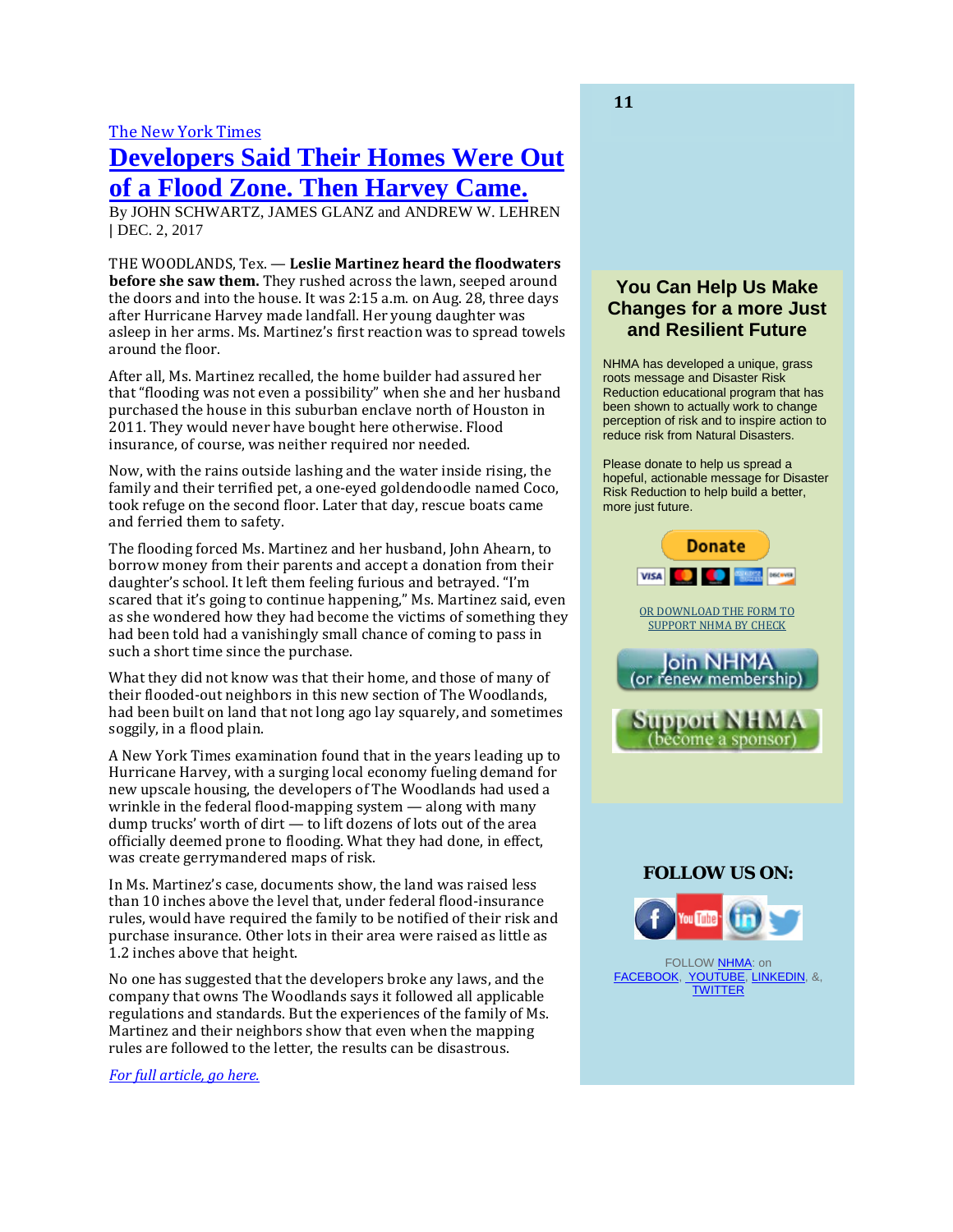The New York Times

# Developers Said Their Homes Were Out of a Flood Zone. Then Harvey Came.

By JOHN SCHWARTZ, JAMES GLANZ and ANDREW W. LEHREN | DEC. 2, 2017

THE WOODLANDS, Tex. — **Leslie Martinez heard the floodwaters before she saw them.** They rushed across the lawn, seeped around the doors and into the house. It was 2:15 a.m. on Aug. 28, three days after Hurricane Harvey made landfall. Her young daughter was asleep in her arms. Ms. Martinez's first reaction was to spread towels around the floor.

After all, Ms. Martinez recalled, the home builder had assured her that "flooding was not even a possibility" when she and her husband purchased the house in this suburban enclave north of Houston in 2011. They would never have bought here otherwise. Flood insurance, of course, was neither required nor needed.

Now, with the rains outside lashing and the water inside rising, the family and their terrified pet, a one-eyed goldendoodle named Coco, took refuge on the second floor. Later that day, rescue boats came and ferried them to safety.

The flooding forced Ms. Martinez and her husband, John Ahearn, to borrow money from their parents and accept a donation from their daughter's school. It left them feeling furious and betrayed. "I'm scared that it's going to continue happening," Ms. Martinez said, even as she wondered how they had become the victims of something they had been told had a vanishingly small chance of coming to pass in such a short time since the purchase.

What they did not know was that their home, and those of many of their flooded-out neighbors in this new section of The Woodlands, had been built on land that not long ago lay squarely, and sometimes soggily, in a flood plain.

A New York Times examination found that in the years leading up to Hurricane Harvey, with a surging local economy fueling demand for new upscale housing, the developers of The Woodlands had used a wrinkle in the federal flood-mapping system — along with many dump trucks' worth of dirt — to lift dozens of lots out of the area officially deemed prone to flooding. What they had done, in effect, was create gerrymandered maps of risk.

In Ms. Martinez's case, documents show, the land was raised less than 10 inches above the level that, under federal flood-insurance rules, would have required the family to be notified of their risk and purchase insurance. Other lots in their area were raised as little as 1.2 inches above that height.

No one has suggested that the developers broke any laws, and the company that owns The Woodlands says it followed all applicable regulations and standards. But the experiences of the family of Ms. Martinez and their neighbors show that even when the mapping rules are followed to the letter, the results can be disastrous.

*For full article, go here.*

### You Can Help Us Make Changes for a more Just and Resilient Future

NHMA has developed a unique, grass roots message and Disaster Risk Reduction educational program that has been shown to actually work to change perception of risk and to inspire action to reduce risk from Natural Disasters.

Please donate to help us spread a hopeful, actionable message for Disaster Risk Reduction to help build a better, more just future.

Donate

OR DOWNLOAD THE FORM TO SUPPORT NHMA BY CHECK

Join NHMA (or renew membership)

Support NHMA (become a sponsor)

### FOLLOW US ON:

FOLLOW NHMA: on FACEBOOK, YOUTUBE, LINKEDIN, &, TWITTER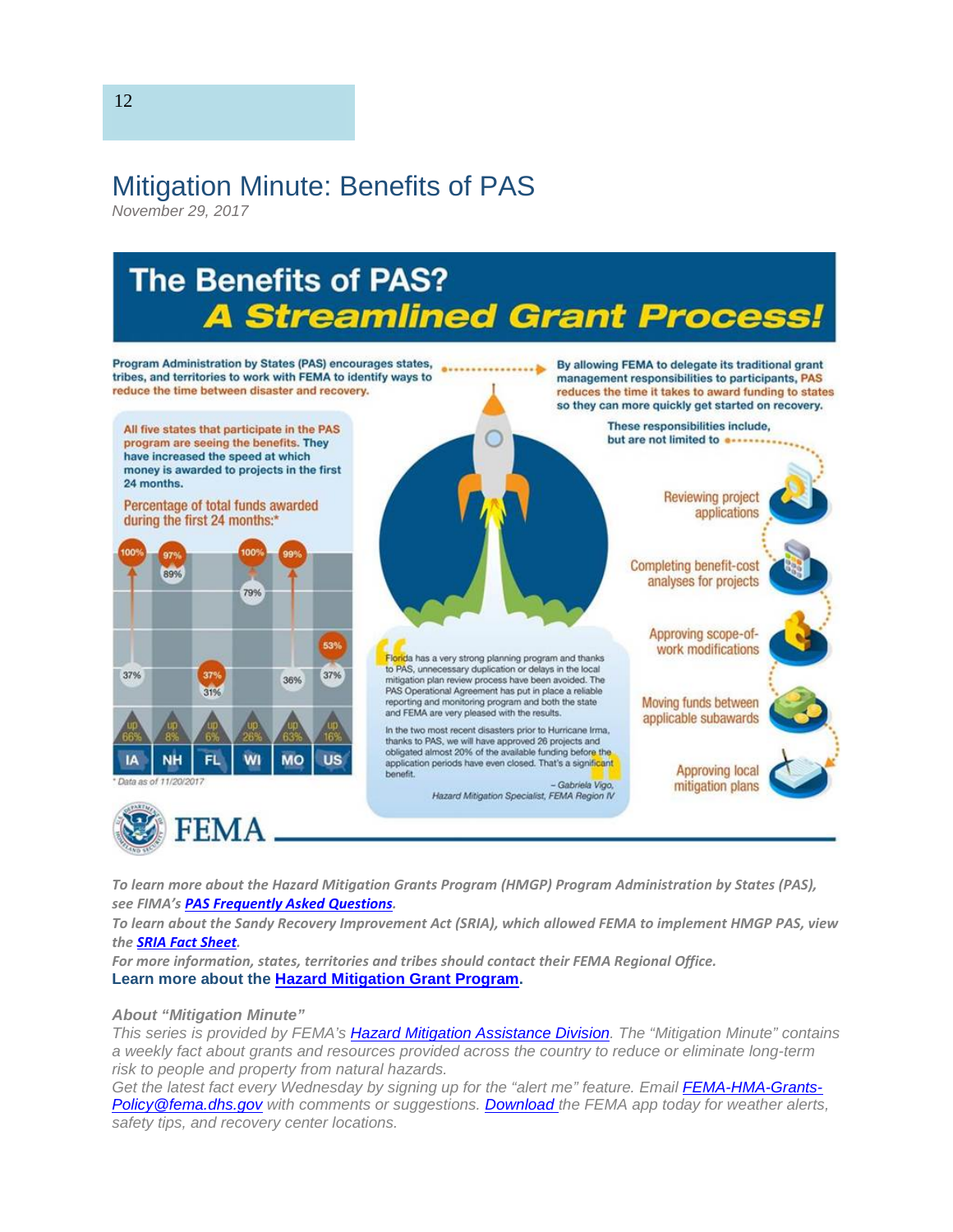# Mitigation Minute: Benefits of PAS

*November 29, 2017*

## The Benefits of PAS?

## A Streamlined Grant Process!

Program Administration by States (PAS) encourages states, tribes, and territories to work with FEMA to identify ways to reduce the time between disaster and recovery.

By allowing FEMA to delegate its traditional grant management responsibilities to participants, PAS reduces the time it takes to award funding to states so they can more quickly get started on recovery.

All five states that participate in the PAS program are seeing the benefits. They have increased the speed at which money is awarded to projects in the first 24 months.

Percentage of total funds awarded during the first 24 months:*

| | IA | NH | FL | WI | MO | US |
|---|---|---|---|---|---|---|
| After PAS | 100% | 97% | 37% | 100% | 99% | 53% |
| Before PAS | 37% | 89% | 31% | 79% | 36% | 37% |
| Change | up 66% | up 8% | up 6% | up 26% | up 63% | up 16% |

\* Data as of 11/20/2017

These responsibilities include, but are not limited to:

- Reviewing project applications
- Completing benefit-cost analyses for projects
- Approving scope-of-work modifications
- Moving funds between applicable subawards
- Approving local mitigation plans

"Florida has a very strong planning program and thanks to PAS, unnecessary duplication or delays in the local mitigation plan review process have been avoided. The PAS Operational Agreement has put in place a reliable reporting and monitoring program and both the state and FEMA are very pleased with the results.

In the two most recent disasters prior to Hurricane Irma, thanks to PAS, we will have approved 26 projects and obligated almost 20% of the available funding before the application periods have even closed. That's a significant benefit."

– Gabriela Vigo, Hazard Mitigation Specialist, FEMA Region IV

FEMA

*To learn more about the Hazard Mitigation Grants Program (HMGP) Program Administration by States (PAS), see FIMA's* ***PAS Frequently Asked Questions****.*

*To learn about the Sandy Recovery Improvement Act (SRIA), which allowed FEMA to implement HMGP PAS, view the* ***SRIA Fact Sheet****.*

*For more information, states, territories and tribes should contact their FEMA Regional Office.*

**Learn more about the Hazard Mitigation Grant Program.**

***About "Mitigation Minute"***

*This series is provided by FEMA's Hazard Mitigation Assistance Division. The "Mitigation Minute" contains a weekly fact about grants and resources provided across the country to reduce or eliminate long-term risk to people and property from natural hazards.*

*Get the latest fact every Wednesday by signing up for the "alert me" feature. Email FEMA-HMA-Grants-Policy@fema.dhs.gov with comments or suggestions. Download the FEMA app today for weather alerts, safety tips, and recovery center locations.*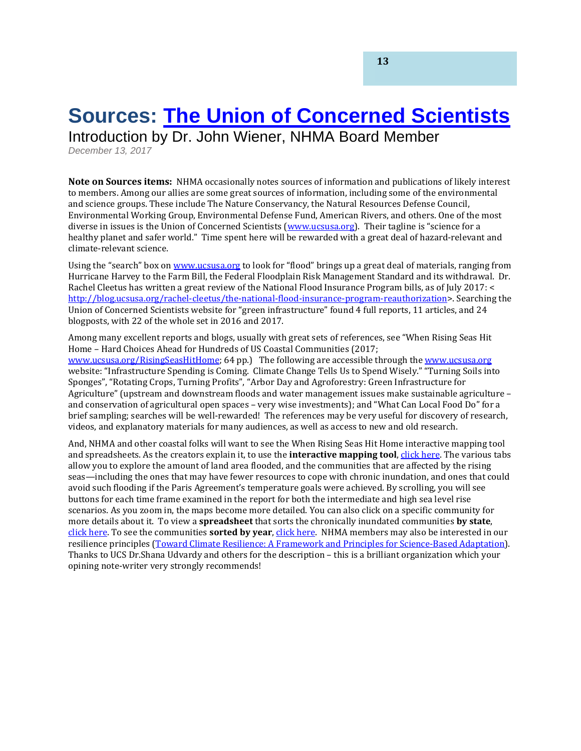# Sources: The Union of Concerned Scientists

## Introduction by Dr. John Wiener, NHMA Board Member

*December 13, 2017*

**Note on Sources items:** NHMA occasionally notes sources of information and publications of likely interest to members. Among our allies are some great sources of information, including some of the environmental and science groups. These include The Nature Conservancy, the Natural Resources Defense Council, Environmental Working Group, Environmental Defense Fund, American Rivers, and others. One of the most diverse in issues is the Union of Concerned Scientists (www.ucsusa.org). Their tagline is "science for a healthy planet and safer world." Time spent here will be rewarded with a great deal of hazard-relevant and climate-relevant science.

Using the "search" box on www.ucsusa.org to look for "flood" brings up a great deal of materials, ranging from Hurricane Harvey to the Farm Bill, the Federal Floodplain Risk Management Standard and its withdrawal. Dr. Rachel Cleetus has written a great review of the National Flood Insurance Program bills, as of July 2017: < http://blog.ucsusa.org/rachel-cleetus/the-national-flood-insurance-program-reauthorization>. Searching the Union of Concerned Scientists website for "green infrastructure" found 4 full reports, 11 articles, and 24 blogposts, with 22 of the whole set in 2016 and 2017.

Among many excellent reports and blogs, usually with great sets of references, see "When Rising Seas Hit Home – Hard Choices Ahead for Hundreds of US Coastal Communities (2017; www.ucsusa.org/RisingSeasHitHome; 64 pp.) The following are accessible through the www.ucsusa.org website: "Infrastructure Spending is Coming. Climate Change Tells Us to Spend Wisely." "Turning Soils into Sponges", "Rotating Crops, Turning Profits", "Arbor Day and Agroforestry: Green Infrastructure for Agriculture" (upstream and downstream floods and water management issues make sustainable agriculture – and conservation of agricultural open spaces – very wise investments); and "What Can Local Food Do" for a brief sampling; searches will be well-rewarded! The references may be very useful for discovery of research, videos, and explanatory materials for many audiences, as well as access to new and old research.

And, NHMA and other coastal folks will want to see the When Rising Seas Hit Home interactive mapping tool and spreadsheets. As the creators explain it, to use the **interactive mapping tool**, click here. The various tabs allow you to explore the amount of land area flooded, and the communities that are affected by the rising seas—including the ones that may have fewer resources to cope with chronic inundation, and ones that could avoid such flooding if the Paris Agreement's temperature goals were achieved. By scrolling, you will see buttons for each time frame examined in the report for both the intermediate and high sea level rise scenarios. As you zoom in, the maps become more detailed. You can also click on a specific community for more details about it. To view a **spreadsheet** that sorts the chronically inundated communities **by state**, click here. To see the communities **sorted by year**, click here. NHMA members may also be interested in our resilience principles (Toward Climate Resilience: A Framework and Principles for Science-Based Adaptation). Thanks to UCS Dr.Shana Udvardy and others for the description – this is a brilliant organization which your opining note-writer very strongly recommends!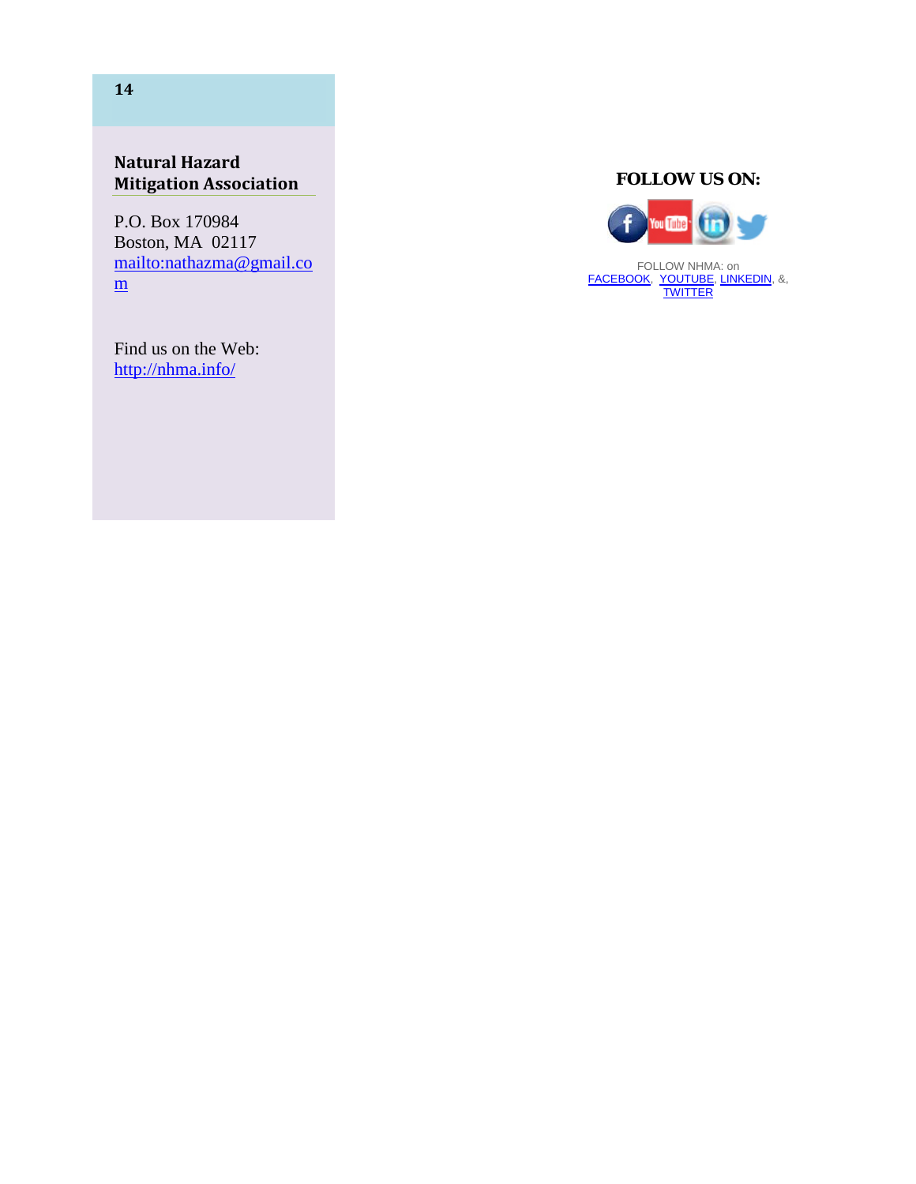**Natural Hazard Mitigation Association**

P.O. Box 170984
Boston, MA 02117
mailto:nathazma@gmail.com

Find us on the Web:
http://nhma.info/

**FOLLOW US ON:**

FOLLOW NHMA: on
FACEBOOK, YOUTUBE, LINKEDIN, &,
TWITTER